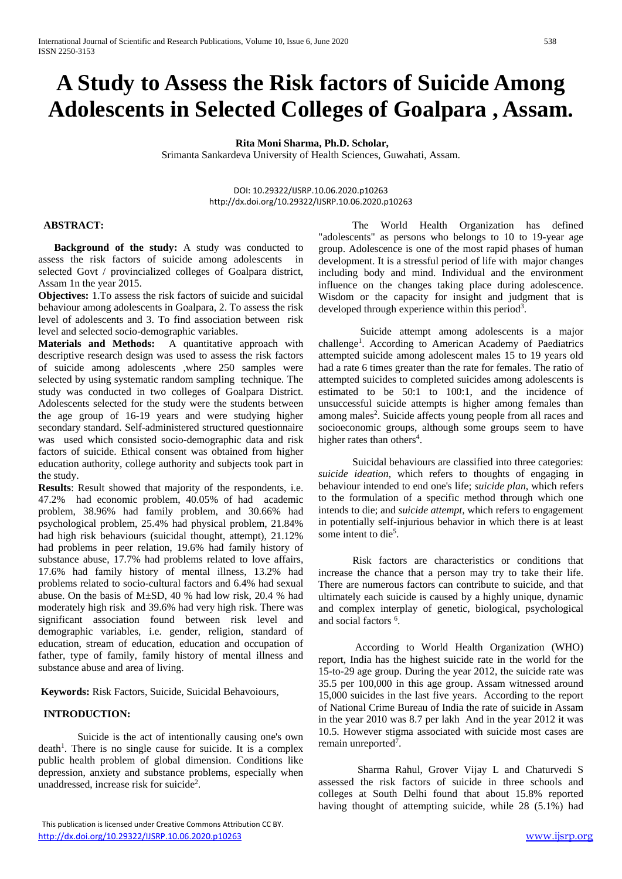# A Study to Assess the Risk factors of Suicide Among Adolescents in Selected Colleges of Goalpara , Assam.

**Rita Moni Sharma, Ph.D. Scholar,**

Srimanta Sankardeva University of Health Sciences, Guwahati, Assam.

DOI: 10.29322/IJSRP.10.06.2020.p10263
http://dx.doi.org/10.29322/IJSRP.10.06.2020.p10263

## ABSTRACT:

**Background of the study:** A study was conducted to assess the risk factors of suicide among adolescents in selected Govt / provincialized colleges of Goalpara district, Assam 1n the year 2015.

**Objectives:** 1.To assess the risk factors of suicide and suicidal behaviour among adolescents in Goalpara, 2. To assess the risk level of adolescents and 3. To find association between risk level and selected socio-demographic variables.

**Materials and Methods:** A quantitative approach with descriptive research design was used to assess the risk factors of suicide among adolescents ,where 250 samples were selected by using systematic random sampling technique. The study was conducted in two colleges of Goalpara District. Adolescents selected for the study were the students between the age group of 16-19 years and were studying higher secondary standard. Self-administered structured questionnaire was used which consisted socio-demographic data and risk factors of suicide. Ethical consent was obtained from higher education authority, college authority and subjects took part in the study.

**Results**: Result showed that majority of the respondents, i.e. 47.2% had economic problem, 40.05% of had academic problem, 38.96% had family problem, and 30.66% had psychological problem, 25.4% had physical problem, 21.84% had high risk behaviours (suicidal thought, attempt), 21.12% had problems in peer relation, 19.6% had family history of substance abuse, 17.7% had problems related to love affairs, 17.6% had family history of mental illness, 13.2% had problems related to socio-cultural factors and 6.4% had sexual abuse. On the basis of M±SD, 40 % had low risk, 20.4 % had moderately high risk and 39.6% had very high risk. There was significant association found between risk level and demographic variables, i.e. gender, religion, standard of education, stream of education, education and occupation of father, type of family, family history of mental illness and substance abuse and area of living.

**Keywords:** Risk Factors, Suicide, Suicidal Behavoiours,

## INTRODUCTION:

Suicide is the act of intentionally causing one's own death[1]. There is no single cause for suicide. It is a complex public health problem of global dimension. Conditions like depression, anxiety and substance problems, especially when unaddressed, increase risk for suicide[2].

The World Health Organization has defined "adolescents" as persons who belongs to 10 to 19-year age group. Adolescence is one of the most rapid phases of human development. It is a stressful period of life with major changes including body and mind. Individual and the environment influence on the changes taking place during adolescence. Wisdom or the capacity for insight and judgment that is developed through experience within this period[3].

Suicide attempt among adolescents is a major challenge[1]. According to American Academy of Paediatrics attempted suicide among adolescent males 15 to 19 years old had a rate 6 times greater than the rate for females. The ratio of attempted suicides to completed suicides among adolescents is estimated to be 50:1 to 100:1, and the incidence of unsuccessful suicide attempts is higher among females than among males[2]. Suicide affects young people from all races and socioeconomic groups, although some groups seem to have higher rates than others[4].

Suicidal behaviours are classified into three categories: *suicide ideation*, which refers to thoughts of engaging in behaviour intended to end one's life; *suicide plan*, which refers to the formulation of a specific method through which one intends to die; and *suicide attempt,* which refers to engagement in potentially self-injurious behavior in which there is at least some intent to die[5].

Risk factors are characteristics or conditions that increase the chance that a person may try to take their life. There are numerous factors can contribute to suicide, and that ultimately each suicide is caused by a highly unique, dynamic and complex interplay of genetic, biological, psychological and social factors [6].

According to World Health Organization (WHO) report, India has the highest suicide rate in the world for the 15-to-29 age group. During the year 2012, the suicide rate was 35.5 per 100,000 in this age group. Assam witnessed around 15,000 suicides in the last five years. According to the report of National Crime Bureau of India the rate of suicide in Assam in the year 2010 was 8.7 per lakh And in the year 2012 it was 10.5. However stigma associated with suicide most cases are remain unreported[7].

Sharma Rahul, Grover Vijay L and Chaturvedi S assessed the risk factors of suicide in three schools and colleges at South Delhi found that about 15.8% reported having thought of attempting suicide, while 28 (5.1%) had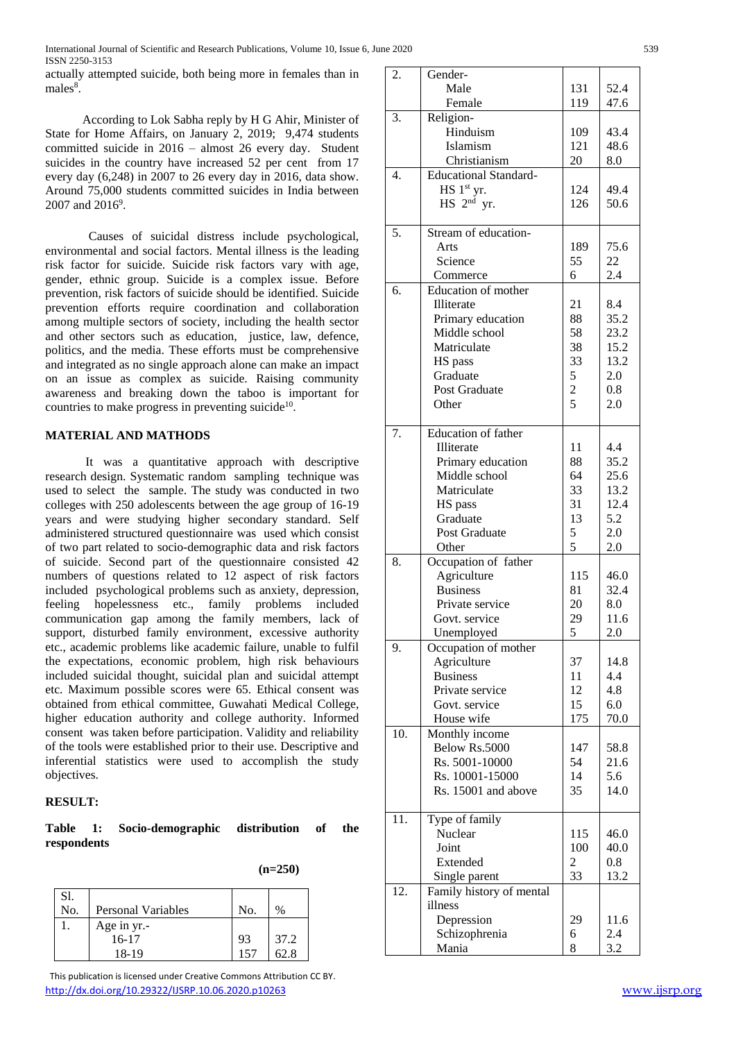actually attempted suicide, both being more in females than in males[8].

According to Lok Sabha reply by H G Ahir, Minister of State for Home Affairs, on January 2, 2019; 9,474 students committed suicide in 2016 – almost 26 every day. Student suicides in the country have increased 52 per cent from 17 every day (6,248) in 2007 to 26 every day in 2016, data show. Around 75,000 students committed suicides in India between 2007 and 2016[9].

Causes of suicidal distress include psychological, environmental and social factors. Mental illness is the leading risk factor for suicide. Suicide risk factors vary with age, gender, ethnic group. Suicide is a complex issue. Before prevention, risk factors of suicide should be identified. Suicide prevention efforts require coordination and collaboration among multiple sectors of society, including the health sector and other sectors such as education, justice, law, defence, politics, and the media. These efforts must be comprehensive and integrated as no single approach alone can make an impact on an issue as complex as suicide. Raising community awareness and breaking down the taboo is important for countries to make progress in preventing suicide[10].

## MATERIAL AND MATHODS

It was a quantitative approach with descriptive research design. Systematic random sampling technique was used to select the sample. The study was conducted in two colleges with 250 adolescents between the age group of 16-19 years and were studying higher secondary standard. Self administered structured questionnaire was used which consist of two part related to socio-demographic data and risk factors of suicide. Second part of the questionnaire consisted 42 numbers of questions related to 12 aspect of risk factors included psychological problems such as anxiety, depression, feeling hopelessness etc., family problems included communication gap among the family members, lack of support, disturbed family environment, excessive authority etc., academic problems like academic failure, unable to fulfil the expectations, economic problem, high risk behaviours included suicidal thought, suicidal plan and suicidal attempt etc. Maximum possible scores were 65. Ethical consent was obtained from ethical committee, Guwahati Medical College, higher education authority and college authority. Informed consent was taken before participation. Validity and reliability of the tools were established prior to their use. Descriptive and inferential statistics were used to accomplish the study objectives.

## RESULT:

**Table 1: Socio-demographic distribution of the respondents**

**(n=250)**

| Sl. No. | Personal Variables | No. | % |
|---|---|---|---|
| 1. | Age in yr.- | | |
| | 16-17 | 93 | 37.2 |
| | 18-19 | 157 | 62.8 |
| 2. | Gender- | | |
| | Male | 131 | 52.4 |
| | Female | 119 | 47.6 |
| 3. | Religion- | | |
| | Hinduism | 109 | 43.4 |
| | Islamism | 121 | 48.6 |
| | Christianism | 20 | 8.0 |
| 4. | Educational Standard- | | |
| | HS 1st yr. | 124 | 49.4 |
| | HS 2nd yr. | 126 | 50.6 |
| 5. | Stream of education- | | |
| | Arts | 189 | 75.6 |
| | Science | 55 | 22 |
| | Commerce | 6 | 2.4 |
| 6. | Education of mother | | |
| | Illiterate | 21 | 8.4 |
| | Primary education | 88 | 35.2 |
| | Middle school | 58 | 23.2 |
| | Matriculate | 38 | 15.2 |
| | HS pass | 33 | 13.2 |
| | Graduate | 5 | 2.0 |
| | Post Graduate | 2 | 0.8 |
| | Other | 5 | 2.0 |
| 7. | Education of father | | |
| | Illiterate | 11 | 4.4 |
| | Primary education | 88 | 35.2 |
| | Middle school | 64 | 25.6 |
| | Matriculate | 33 | 13.2 |
| | HS pass | 31 | 12.4 |
| | Graduate | 13 | 5.2 |
| | Post Graduate | 5 | 2.0 |
| | Other | 5 | 2.0 |
| 8. | Occupation of father | | |
| | Agriculture | 115 | 46.0 |
| | Business | 81 | 32.4 |
| | Private service | 20 | 8.0 |
| | Govt. service | 29 | 11.6 |
| | Unemployed | 5 | 2.0 |
| 9. | Occupation of mother | | |
| | Agriculture | 37 | 14.8 |
| | Business | 11 | 4.4 |
| | Private service | 12 | 4.8 |
| | Govt. service | 15 | 6.0 |
| | House wife | 175 | 70.0 |
| 10. | Monthly income | | |
| | Below Rs.5000 | 147 | 58.8 |
| | Rs. 5001-10000 | 54 | 21.6 |
| | Rs. 10001-15000 | 14 | 5.6 |
| | Rs. 15001 and above | 35 | 14.0 |
| 11. | Type of family | | |
| | Nuclear | 115 | 46.0 |
| | Joint | 100 | 40.0 |
| | Extended | 2 | 0.8 |
| | Single parent | 33 | 13.2 |
| 12. | Family history of mental illness | | |
| | Depression | 29 | 11.6 |
| | Schizophrenia | 6 | 2.4 |
| | Mania | 8 | 3.2 |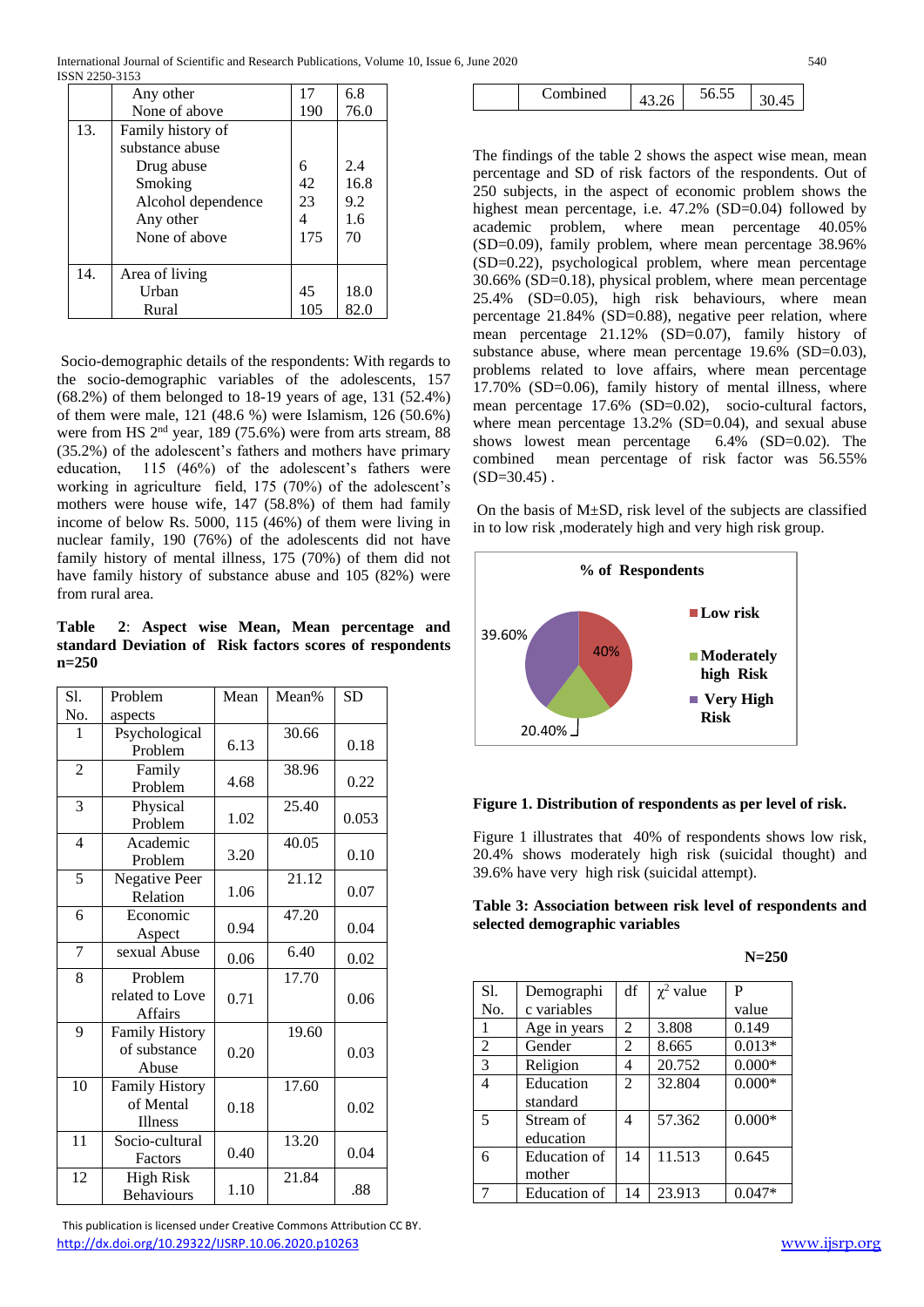|  |  |  |  |
|---|---|---|---|
|  | Any other | 17 | 6.8 |
|  | None of above | 190 | 76.0 |
| 13. | Family history of substance abuse |  |  |
|  | Drug abuse | 6 | 2.4 |
|  | Smoking | 42 | 16.8 |
|  | Alcohol dependence | 23 | 9.2 |
|  | Any other | 4 | 1.6 |
|  | None of above | 175 | 70 |
| 14. | Area of living |  |  |
|  | Urban | 45 | 18.0 |
|  | Rural | 105 | 82.0 |

Socio-demographic details of the respondents: With regards to the socio-demographic variables of the adolescents, 157 (68.2%) of them belonged to 18-19 years of age, 131 (52.4%) of them were male, 121 (48.6 %) were Islamism, 126 (50.6%) were from HS 2nd year, 189 (75.6%) were from arts stream, 88 (35.2%) of the adolescent's fathers and mothers have primary education, 115 (46%) of the adolescent's fathers were working in agriculture field, 175 (70%) of the adolescent's mothers were house wife, 147 (58.8%) of them had family income of below Rs. 5000, 115 (46%) of them were living in nuclear family, 190 (76%) of the adolescents did not have family history of mental illness, 175 (70%) of them did not have family history of substance abuse and 105 (82%) were from rural area.

**Table 2**: **Aspect wise Mean, Mean percentage and standard Deviation of Risk factors scores of respondents n=250**

| Sl. No. | Problem aspects | Mean | Mean% | SD |
|---|---|---|---|---|
| 1 | Psychological Problem | 6.13 | 30.66 | 0.18 |
| 2 | Family Problem | 4.68 | 38.96 | 0.22 |
| 3 | Physical Problem | 1.02 | 25.40 | 0.053 |
| 4 | Academic Problem | 3.20 | 40.05 | 0.10 |
| 5 | Negative Peer Relation | 1.06 | 21.12 | 0.07 |
| 6 | Economic Aspect | 0.94 | 47.20 | 0.04 |
| 7 | sexual Abuse | 0.06 | 6.40 | 0.02 |
| 8 | Problem related to Love Affairs | 0.71 | 17.70 | 0.06 |
| 9 | Family History of substance Abuse | 0.20 | 19.60 | 0.03 |
| 10 | Family History of Mental Illness | 0.18 | 17.60 | 0.02 |
| 11 | Socio-cultural Factors | 0.40 | 13.20 | 0.04 |
| 12 | High Risk Behaviours | 1.10 | 21.84 | .88 |
|  | Combined | 43.26 | 56.55 | 30.45 |

The findings of the table 2 shows the aspect wise mean, mean percentage and SD of risk factors of the respondents. Out of 250 subjects, in the aspect of economic problem shows the highest mean percentage, i.e. 47.2% (SD=0.04) followed by academic problem, where mean percentage 40.05% (SD=0.09), family problem, where mean percentage 38.96% (SD=0.22), psychological problem, where mean percentage 30.66% (SD=0.18), physical problem, where mean percentage 25.4% (SD=0.05), high risk behaviours, where mean percentage 21.84% (SD=0.88), negative peer relation, where mean percentage 21.12% (SD=0.07), family history of substance abuse, where mean percentage 19.6% (SD=0.03), problems related to love affairs, where mean percentage 17.70% (SD=0.06), family history of mental illness, where mean percentage 17.6% (SD=0.02), socio-cultural factors, where mean percentage 13.2% (SD=0.04), and sexual abuse shows lowest mean percentage 6.4% (SD=0.02). The combined mean percentage of risk factor was 56.55% (SD=30.45) .

On the basis of M±SD, risk level of the subjects are classified in to low risk ,moderately high and very high risk group.

**% of Respondents**

- Low risk: 40%
- Moderately high Risk: 20.40%
- Very High Risk: 39.60%

**Figure 1. Distribution of respondents as per level of risk.**

Figure 1 illustrates that 40% of respondents shows low risk, 20.4% shows moderately high risk (suicidal thought) and 39.6% have very high risk (suicidal attempt).

**Table 3: Association between risk level of respondents and selected demographic variables**

**N=250**

| Sl. No. | Demographic variables | df | $\chi^2$ value | P value |
|---|---|---|---|---|
| 1 | Age in years | 2 | 3.808 | 0.149 |
| 2 | Gender | 2 | 8.665 | 0.013* |
| 3 | Religion | 4 | 20.752 | 0.000* |
| 4 | Education standard | 2 | 32.804 | 0.000* |
| 5 | Stream of education | 4 | 57.362 | 0.000* |
| 6 | Education of mother | 14 | 11.513 | 0.645 |
| 7 | Education of | 14 | 23.913 | 0.047* |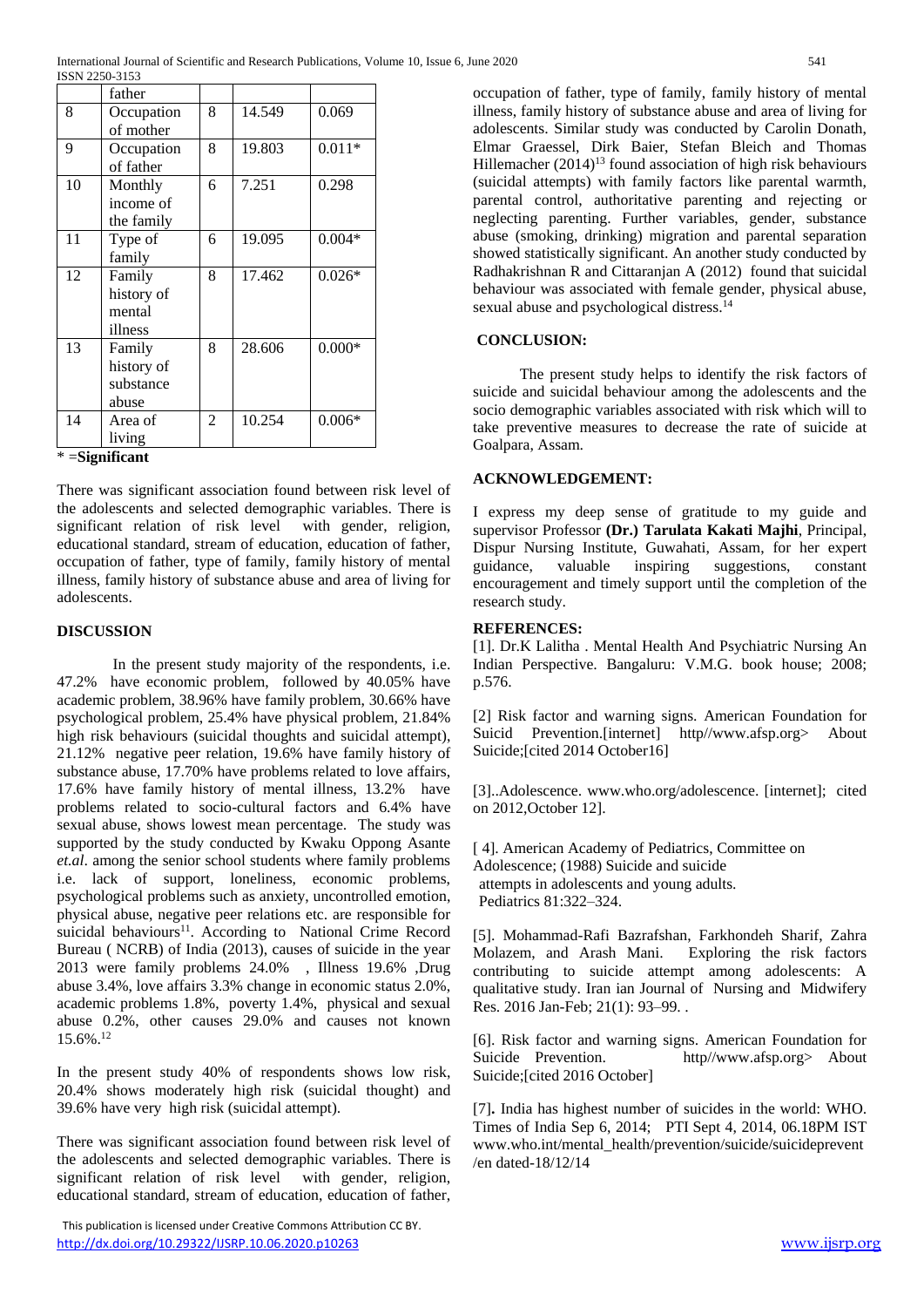|  | father |  |  |  |
|---|---|---|---|---|
| 8 | Occupation of mother | 8 | 14.549 | 0.069 |
| 9 | Occupation of father | 8 | 19.803 | 0.011* |
| 10 | Monthly income of the family | 6 | 7.251 | 0.298 |
| 11 | Type of family | 6 | 19.095 | 0.004* |
| 12 | Family history of mental illness | 8 | 17.462 | 0.026* |
| 13 | Family history of substance abuse | 8 | 28.606 | 0.000* |
| 14 | Area of living | 2 | 10.254 | 0.006* |

* =**Significant**

There was significant association found between risk level of the adolescents and selected demographic variables. There is significant relation of risk level with gender, religion, educational standard, stream of education, education of father, occupation of father, type of family, family history of mental illness, family history of substance abuse and area of living for adolescents.

## DISCUSSION

In the present study majority of the respondents, i.e. 47.2% have economic problem, followed by 40.05% have academic problem, 38.96% have family problem, 30.66% have psychological problem, 25.4% have physical problem, 21.84% high risk behaviours (suicidal thoughts and suicidal attempt), 21.12% negative peer relation, 19.6% have family history of substance abuse, 17.70% have problems related to love affairs, 17.6% have family history of mental illness, 13.2% have problems related to socio-cultural factors and 6.4% have sexual abuse, shows lowest mean percentage. The study was supported by the study conducted by Kwaku Oppong Asante *et.al*. among the senior school students where family problems i.e. lack of support, loneliness, economic problems, psychological problems such as anxiety, uncontrolled emotion, physical abuse, negative peer relations etc. are responsible for suicidal behaviours[11]. According to National Crime Record Bureau ( NCRB) of India (2013), causes of suicide in the year 2013 were family problems 24.0% , Illness 19.6% ,Drug abuse 3.4%, love affairs 3.3% change in economic status 2.0%, academic problems 1.8%, poverty 1.4%, physical and sexual abuse 0.2%, other causes 29.0% and causes not known 15.6%.[12]

In the present study 40% of respondents shows low risk, 20.4% shows moderately high risk (suicidal thought) and 39.6% have very high risk (suicidal attempt).

There was significant association found between risk level of the adolescents and selected demographic variables. There is significant relation of risk level with gender, religion, educational standard, stream of education, education of father, occupation of father, type of family, family history of mental illness, family history of substance abuse and area of living for adolescents. Similar study was conducted by Carolin Donath, Elmar Graessel, Dirk Baier, Stefan Bleich and Thomas Hillemacher (2014)[13] found association of high risk behaviours (suicidal attempts) with family factors like parental warmth, parental control, authoritative parenting and rejecting or neglecting parenting. Further variables, gender, substance abuse (smoking, drinking) migration and parental separation showed statistically significant. An another study conducted by Radhakrishnan R and Cittaranjan A (2012) found that suicidal behaviour was associated with female gender, physical abuse, sexual abuse and psychological distress.[14]

## CONCLUSION:

The present study helps to identify the risk factors of suicide and suicidal behaviour among the adolescents and the socio demographic variables associated with risk which will to take preventive measures to decrease the rate of suicide at Goalpara, Assam.

## ACKNOWLEDGEMENT:

I express my deep sense of gratitude to my guide and supervisor Professor **(Dr.) Tarulata Kakati Majhi**, Principal, Dispur Nursing Institute, Guwahati, Assam, for her expert guidance, valuable inspiring suggestions, constant encouragement and timely support until the completion of the research study.

## REFERENCES:

[1]. Dr.K Lalitha . Mental Health And Psychiatric Nursing An Indian Perspective. Bangaluru: V.M.G. book house; 2008; p.576.

[2] Risk factor and warning signs. American Foundation for Suicid Prevention.[internet] http//www.afsp.org> About Suicide;[cited 2014 October16]

[3]..Adolescence. www.who.org/adolescence. [internet]; cited on 2012,October 12].

[ 4]. American Academy of Pediatrics, Committee on Adolescence; (1988) Suicide and suicide attempts in adolescents and young adults. Pediatrics 81:322–324.

[5]. Mohammad-Rafi Bazrafshan, Farkhondeh Sharif, Zahra Molazem, and Arash Mani. Exploring the risk factors contributing to suicide attempt among adolescents: A qualitative study. Iran ian Journal of Nursing and Midwifery Res. 2016 Jan-Feb; 21(1): 93–99. .

[6]. Risk factor and warning signs. American Foundation for Suicide Prevention. http//www.afsp.org> About Suicide;[cited 2016 October]

[7]. India has highest number of suicides in the world: WHO. Times of India Sep 6, 2014; PTI Sept 4, 2014, 06.18PM IST www.who.int/mental_health/prevention/suicide/suicideprevent /en dated-18/12/14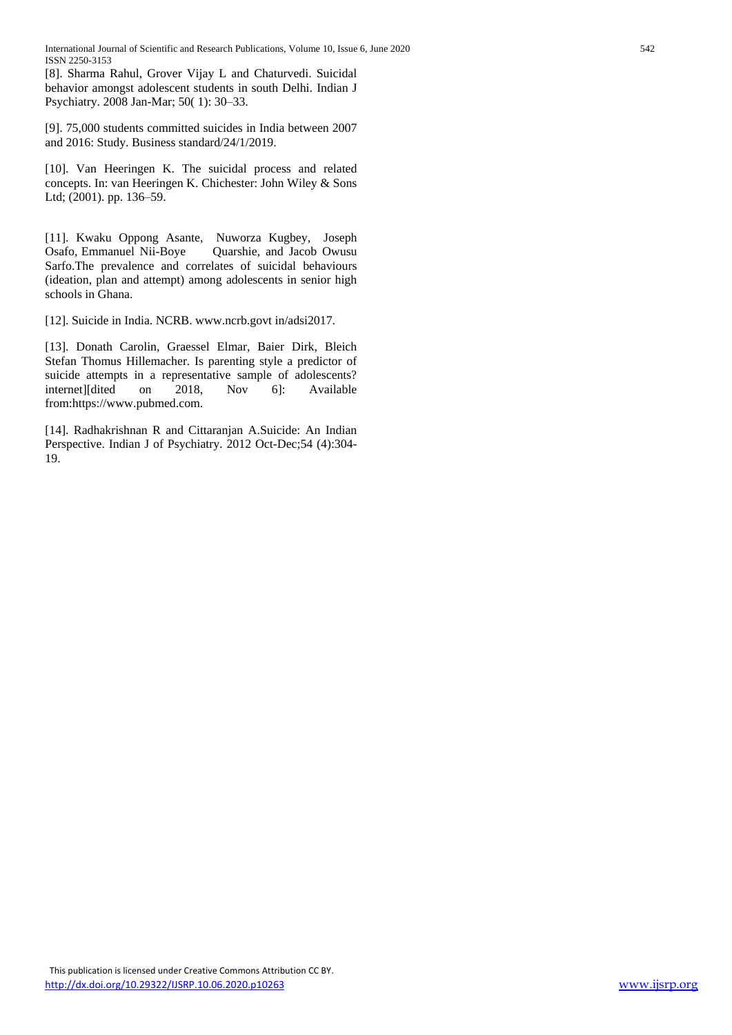[8]. Sharma Rahul, Grover Vijay L and Chaturvedi. Suicidal behavior amongst adolescent students in south Delhi. Indian J Psychiatry. 2008 Jan-Mar; 50( 1): 30–33.

[9]. 75,000 students committed suicides in India between 2007 and 2016: Study. Business standard/24/1/2019.

[10]. Van Heeringen K. The suicidal process and related concepts. In: van Heeringen K. Chichester: John Wiley & Sons Ltd; (2001). pp. 136–59.

[11]. Kwaku Oppong Asante, Nuworza Kugbey, Joseph Osafo, Emmanuel Nii-Boye Quarshie, and Jacob Owusu Sarfo.The prevalence and correlates of suicidal behaviours (ideation, plan and attempt) among adolescents in senior high schools in Ghana.

[12]. Suicide in India. NCRB. www.ncrb.govt in/adsi2017.

[13]. Donath Carolin, Graessel Elmar, Baier Dirk, Bleich Stefan Thomus Hillemacher. Is parenting style a predictor of suicide attempts in a representative sample of adolescents? internet][dited on 2018, Nov 6]: Available from:https://www.pubmed.com.

[14]. Radhakrishnan R and Cittaranjan A.Suicide: An Indian Perspective. Indian J of Psychiatry. 2012 Oct-Dec;54 (4):304-19.